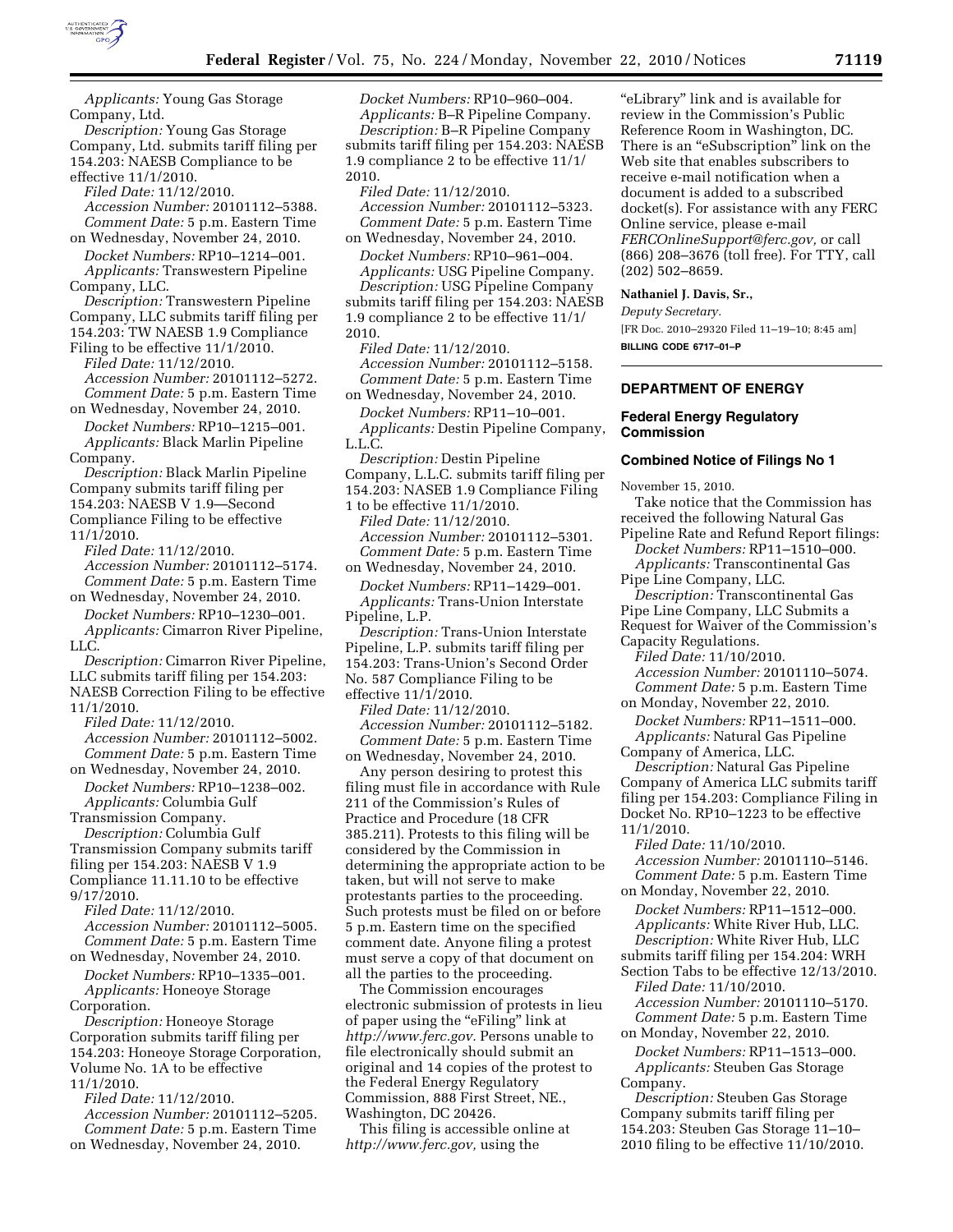*Applicants:* Young Gas Storage Company, Ltd.

*Description:* Young Gas Storage Company, Ltd. submits tariff filing per 154.203: NAESB Compliance to be effective 11/1/2010.

*Filed Date:* 11/12/2010.

*Accession Number:* 20101112–5388.

*Comment Date:* 5 p.m. Eastern Time on Wednesday, November 24, 2010.

*Docket Numbers:* RP10–1214–001.

*Applicants:* Transwestern Pipeline Company, LLC.

*Description:* Transwestern Pipeline Company, LLC submits tariff filing per 154.203: TW NAESB 1.9 Compliance Filing to be effective 11/1/2010.

*Filed Date:* 11/12/2010.

*Accession Number:* 20101112–5272.

*Comment Date:* 5 p.m. Eastern Time on Wednesday, November 24, 2010.

*Docket Numbers:* RP10–1215–001.

*Applicants:* Black Marlin Pipeline Company.

*Description:* Black Marlin Pipeline Company submits tariff filing per 154.203: NAESB V 1.9—Second Compliance Filing to be effective 11/1/2010.

*Filed Date:* 11/12/2010.

*Accession Number:* 20101112–5174.

*Comment Date:* 5 p.m. Eastern Time on Wednesday, November 24, 2010.

*Docket Numbers:* RP10–1230–001.

*Applicants:* Cimarron River Pipeline, LLC.

*Description:* Cimarron River Pipeline, LLC submits tariff filing per 154.203: NAESB Correction Filing to be effective 11/1/2010.

*Filed Date:* 11/12/2010.

*Accession Number:* 20101112–5002.

*Comment Date:* 5 p.m. Eastern Time on Wednesday, November 24, 2010.

*Docket Numbers:* RP10–1238–002.

*Applicants:* Columbia Gulf Transmission Company.

*Description:* Columbia Gulf Transmission Company submits tariff filing per 154.203: NAESB V 1.9 Compliance 11.11.10 to be effective 9/17/2010.

*Filed Date:* 11/12/2010.

*Accession Number:* 20101112–5005.

*Comment Date:* 5 p.m. Eastern Time on Wednesday, November 24, 2010.

*Docket Numbers:* RP10–1335–001.

*Applicants:* Honeoye Storage Corporation.

*Description:* Honeoye Storage Corporation submits tariff filing per 154.203: Honeoye Storage Corporation, Volume No. 1A to be effective 11/1/2010.

*Filed Date:* 11/12/2010.

*Accession Number:* 20101112–5205.

*Comment Date:* 5 p.m. Eastern Time on Wednesday, November 24, 2010.

*Docket Numbers:* RP10–960–004.

*Applicants:* B–R Pipeline Company.

*Description:* B–R Pipeline Company submits tariff filing per 154.203: NAESB 1.9 compliance 2 to be effective 11/1/2010.

*Filed Date:* 11/12/2010.

*Accession Number:* 20101112–5323.

*Comment Date:* 5 p.m. Eastern Time on Wednesday, November 24, 2010.

*Docket Numbers:* RP10–961–004.

*Applicants:* USG Pipeline Company.

*Description:* USG Pipeline Company submits tariff filing per 154.203: NAESB 1.9 compliance 2 to be effective 11/1/2010.

*Filed Date:* 11/12/2010.

*Accession Number:* 20101112–5158.

*Comment Date:* 5 p.m. Eastern Time on Wednesday, November 24, 2010.

*Docket Numbers:* RP11–10–001.

*Applicants:* Destin Pipeline Company, L.L.C.

*Description:* Destin Pipeline Company, L.L.C. submits tariff filing per 154.203: NASEB 1.9 Compliance Filing 1 to be effective 11/1/2010.

*Filed Date:* 11/12/2010.

*Accession Number:* 20101112–5301.

*Comment Date:* 5 p.m. Eastern Time on Wednesday, November 24, 2010.

*Docket Numbers:* RP11–1429–001.

*Applicants:* Trans-Union Interstate Pipeline, L.P.

*Description:* Trans-Union Interstate Pipeline, L.P. submits tariff filing per 154.203: Trans-Union's Second Order No. 587 Compliance Filing to be effective 11/1/2010.

*Filed Date:* 11/12/2010.

*Accession Number:* 20101112–5182.

*Comment Date:* 5 p.m. Eastern Time on Wednesday, November 24, 2010.

Any person desiring to protest this filing must file in accordance with Rule 211 of the Commission's Rules of Practice and Procedure (18 CFR 385.211). Protests to this filing will be considered by the Commission in determining the appropriate action to be taken, but will not serve to make protestants parties to the proceeding. Such protests must be filed on or before 5 p.m. Eastern time on the specified comment date. Anyone filing a protest must serve a copy of that document on all the parties to the proceeding.

The Commission encourages electronic submission of protests in lieu of paper using the "eFiling" link at *http://www.ferc.gov.* Persons unable to file electronically should submit an original and 14 copies of the protest to the Federal Energy Regulatory Commission, 888 First Street, NE., Washington, DC 20426.

This filing is accessible online at *http://www.ferc.gov,* using the "eLibrary" link and is available for review in the Commission's Public Reference Room in Washington, DC. There is an "eSubscription" link on the Web site that enables subscribers to receive e-mail notification when a document is added to a subscribed docket(s). For assistance with any FERC Online service, please e-mail *FERCOnlineSupport@ferc.gov,* or call (866) 208–3676 (toll free). For TTY, call (202) 502–8659.

**Nathaniel J. Davis, Sr.,**

*Deputy Secretary.*

[FR Doc. 2010–29320 Filed 11–19–10; 8:45 am]

**BILLING CODE 6717–01–P**

## DEPARTMENT OF ENERGY

### Federal Energy Regulatory Commission

### Combined Notice of Filings No 1

November 15, 2010.

Take notice that the Commission has received the following Natural Gas Pipeline Rate and Refund Report filings:

*Docket Numbers:* RP11–1510–000.

*Applicants:* Transcontinental Gas Pipe Line Company, LLC.

*Description:* Transcontinental Gas Pipe Line Company, LLC Submits a Request for Waiver of the Commission's Capacity Regulations.

*Filed Date:* 11/10/2010.

*Accession Number:* 20101110–5074.

*Comment Date:* 5 p.m. Eastern Time on Monday, November 22, 2010.

*Docket Numbers:* RP11–1511–000.

*Applicants:* Natural Gas Pipeline Company of America, LLC.

*Description:* Natural Gas Pipeline Company of America LLC submits tariff filing per 154.203: Compliance Filing in Docket No. RP10–1223 to be effective 11/1/2010.

*Filed Date:* 11/10/2010.

*Accession Number:* 20101110–5146.

*Comment Date:* 5 p.m. Eastern Time on Monday, November 22, 2010.

*Docket Numbers:* RP11–1512–000.

*Applicants:* White River Hub, LLC.

*Description:* White River Hub, LLC submits tariff filing per 154.204: WRH Section Tabs to be effective 12/13/2010.

*Filed Date:* 11/10/2010.

*Accession Number:* 20101110–5170.

*Comment Date:* 5 p.m. Eastern Time on Monday, November 22, 2010.

*Docket Numbers:* RP11–1513–000.

*Applicants:* Steuben Gas Storage Company.

*Description:* Steuben Gas Storage Company submits tariff filing per 154.203: Steuben Gas Storage 11–10–2010 filing to be effective 11/10/2010.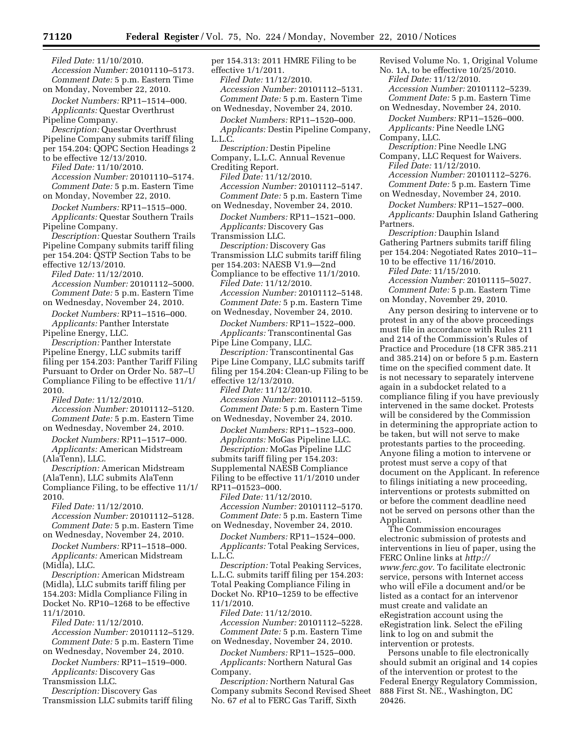*Filed Date:* 11/10/2010.
*Accession Number:* 20101110–5173.
*Comment Date:* 5 p.m. Eastern Time on Monday, November 22, 2010.

*Docket Numbers:* RP11–1514–000.
*Applicants:* Questar Overthrust Pipeline Company.
*Description:* Questar Overthrust Pipeline Company submits tariff filing per 154.204: QOPC Section Headings 2 to be effective 12/13/2010.
*Filed Date:* 11/10/2010.
*Accession Number:* 20101110–5174.
*Comment Date:* 5 p.m. Eastern Time on Monday, November 22, 2010.

*Docket Numbers:* RP11–1515–000.
*Applicants:* Questar Southern Trails Pipeline Company.
*Description:* Questar Southern Trails Pipeline Company submits tariff filing per 154.204: QSTP Section Tabs to be effective 12/13/2010.
*Filed Date:* 11/12/2010.
*Accession Number:* 20101112–5000.
*Comment Date:* 5 p.m. Eastern Time on Wednesday, November 24, 2010.

*Docket Numbers:* RP11–1516–000.
*Applicants:* Panther Interstate Pipeline Energy, LLC.
*Description:* Panther Interstate Pipeline Energy, LLC submits tariff filing per 154.203: Panther Tariff Filing Pursuant to Order on Order No. 587–U Compliance Filing to be effective 11/1/2010.
*Filed Date:* 11/12/2010.
*Accession Number:* 20101112–5120.
*Comment Date:* 5 p.m. Eastern Time on Wednesday, November 24, 2010.

*Docket Numbers:* RP11–1517–000.
*Applicants:* American Midstream (AlaTenn), LLC.
*Description:* American Midstream (AlaTenn), LLC submits AlaTenn Compliance Filing, to be effective 11/1/2010.
*Filed Date:* 11/12/2010.
*Accession Number:* 20101112–5128.
*Comment Date:* 5 p.m. Eastern Time on Wednesday, November 24, 2010.

*Docket Numbers:* RP11–1518–000.
*Applicants:* American Midstream (Midla), LLC.
*Description:* American Midstream (Midla), LLC submits tariff filing per 154.203: Midla Compliance Filing in Docket No. RP10–1268 to be effective 11/1/2010.
*Filed Date:* 11/12/2010.
*Accession Number:* 20101112–5129.
*Comment Date:* 5 p.m. Eastern Time on Wednesday, November 24, 2010.

*Docket Numbers:* RP11–1519–000.
*Applicants:* Discovery Gas Transmission LLC.
*Description:* Discovery Gas Transmission LLC submits tariff filing per 154.313: 2011 HMRE Filing to be effective 1/1/2011.
*Filed Date:* 11/12/2010.
*Accession Number:* 20101112–5131.
*Comment Date:* 5 p.m. Eastern Time on Wednesday, November 24, 2010.

*Docket Numbers:* RP11–1520–000.
*Applicants:* Destin Pipeline Company, L.L.C.
*Description:* Destin Pipeline Company, L.L.C. Annual Revenue Crediting Report.
*Filed Date:* 11/12/2010.
*Accession Number:* 20101112–5147.
*Comment Date:* 5 p.m. Eastern Time on Wednesday, November 24, 2010.

*Docket Numbers:* RP11–1521–000.
*Applicants:* Discovery Gas Transmission LLC.
*Description:* Discovery Gas Transmission LLC submits tariff filing per 154.203: NAESB V1.9—2nd Compliance to be effective 11/1/2010.
*Filed Date:* 11/12/2010.
*Accession Number:* 20101112–5148.
*Comment Date:* 5 p.m. Eastern Time on Wednesday, November 24, 2010.

*Docket Numbers:* RP11–1522–000.
*Applicants:* Transcontinental Gas Pipe Line Company, LLC.
*Description:* Transcontinental Gas Pipe Line Company, LLC submits tariff filing per 154.204: Clean-up Filing to be effective 12/13/2010.
*Filed Date:* 11/12/2010.
*Accession Number:* 20101112–5159.
*Comment Date:* 5 p.m. Eastern Time on Wednesday, November 24, 2010.

*Docket Numbers:* RP11–1523–000.
*Applicants:* MoGas Pipeline LLC.
*Description:* MoGas Pipeline LLC submits tariff filing per 154.203: Supplemental NAESB Compliance Filing to be effective 11/1/2010 under RP11–01523–000.
*Filed Date:* 11/12/2010.
*Accession Number:* 20101112–5170.
*Comment Date:* 5 p.m. Eastern Time on Wednesday, November 24, 2010.

*Docket Numbers:* RP11–1524–000.
*Applicants:* Total Peaking Services, L.L.C.
*Description:* Total Peaking Services, L.L.C. submits tariff filing per 154.203: Total Peaking Compliance Filing in Docket No. RP10–1259 to be effective 11/1/2010.
*Filed Date:* 11/12/2010.
*Accession Number:* 20101112–5228.
*Comment Date:* 5 p.m. Eastern Time on Wednesday, November 24, 2010.

*Docket Numbers:* RP11–1525–000.
*Applicants:* Northern Natural Gas Company.
*Description:* Northern Natural Gas Company submits Second Revised Sheet No. 67 *et* al to FERC Gas Tariff, Sixth Revised Volume No. 1, Original Volume No. 1A, to be effective 10/25/2010.
*Filed Date:* 11/12/2010.
*Accession Number:* 20101112–5239.
*Comment Date:* 5 p.m. Eastern Time on Wednesday, November 24, 2010.

*Docket Numbers:* RP11–1526–000.
*Applicants:* Pine Needle LNG Company, LLC.
*Description:* Pine Needle LNG Company, LLC Request for Waivers.
*Filed Date:* 11/12/2010.
*Accession Number:* 20101112–5276.
*Comment Date:* 5 p.m. Eastern Time on Wednesday, November 24, 2010.

*Docket Numbers:* RP11–1527–000.
*Applicants:* Dauphin Island Gathering Partners.
*Description:* Dauphin Island Gathering Partners submits tariff filing per 154.204: Negotiated Rates 2010–11–10 to be effective 11/16/2010.
*Filed Date:* 11/15/2010.
*Accession Number:* 20101115–5027.
*Comment Date:* 5 p.m. Eastern Time on Monday, November 29, 2010.

Any person desiring to intervene or to protest in any of the above proceedings must file in accordance with Rules 211 and 214 of the Commission's Rules of Practice and Procedure (18 CFR 385.211 and 385.214) on or before 5 p.m. Eastern time on the specified comment date. It is not necessary to separately intervene again in a subdocket related to a compliance filing if you have previously intervened in the same docket. Protests will be considered by the Commission in determining the appropriate action to be taken, but will not serve to make protestants parties to the proceeding. Anyone filing a motion to intervene or protest must serve a copy of that document on the Applicant. In reference to filings initiating a new proceeding, interventions or protests submitted on or before the comment deadline need not be served on persons other than the Applicant.

The Commission encourages electronic submission of protests and interventions in lieu of paper, using the FERC Online links at *http://www.ferc.gov.* To facilitate electronic service, persons with Internet access who will eFile a document and/or be listed as a contact for an intervenor must create and validate an eRegistration account using the eRegistration link. Select the eFiling link to log on and submit the intervention or protests.

Persons unable to file electronically should submit an original and 14 copies of the intervention or protest to the Federal Energy Regulatory Commission, 888 First St. NE., Washington, DC 20426.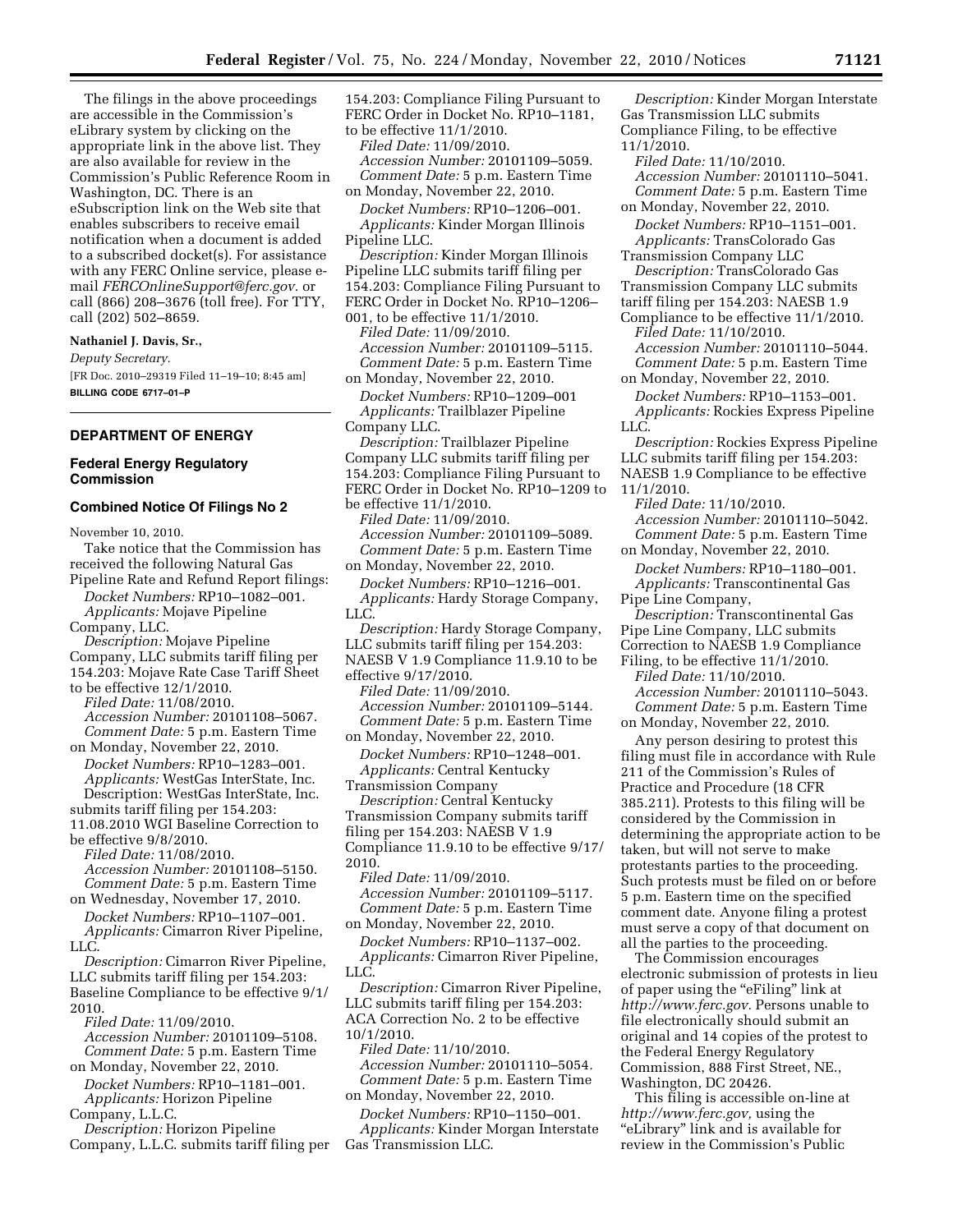The filings in the above proceedings are accessible in the Commission's eLibrary system by clicking on the appropriate link in the above list. They are also available for review in the Commission's Public Reference Room in Washington, DC. There is an eSubscription link on the Web site that enables subscribers to receive email notification when a document is added to a subscribed docket(s). For assistance with any FERC Online service, please e-mail *FERCOnlineSupport@ferc.gov.* or call (866) 208–3676 (toll free). For TTY, call (202) 502–8659.

**Nathaniel J. Davis, Sr.,**

*Deputy Secretary.*

[FR Doc. 2010–29319 Filed 11–19–10; 8:45 am]

**BILLING CODE 6717–01–P**

## DEPARTMENT OF ENERGY

### Federal Energy Regulatory Commission

### Combined Notice Of Filings No 2

November 10, 2010.

Take notice that the Commission has received the following Natural Gas Pipeline Rate and Refund Report filings:

*Docket Numbers:* RP10–1082–001.
*Applicants:* Mojave Pipeline Company, LLC.
*Description:* Mojave Pipeline Company, LLC submits tariff filing per 154.203: Mojave Rate Case Tariff Sheet to be effective 12/1/2010.
*Filed Date:* 11/08/2010.
*Accession Number:* 20101108–5067.
*Comment Date:* 5 p.m. Eastern Time on Monday, November 22, 2010.

*Docket Numbers:* RP10–1283–001.
*Applicants:* WestGas InterState, Inc.
Description: WestGas InterState, Inc. submits tariff filing per 154.203: 11.08.2010 WGI Baseline Correction to be effective 9/8/2010.
*Filed Date:* 11/08/2010.
*Accession Number:* 20101108–5150.
*Comment Date:* 5 p.m. Eastern Time on Wednesday, November 17, 2010.

*Docket Numbers:* RP10–1107–001.
*Applicants:* Cimarron River Pipeline, LLC.
*Description:* Cimarron River Pipeline, LLC submits tariff filing per 154.203: Baseline Compliance to be effective 9/1/2010.
*Filed Date:* 11/09/2010.
*Accession Number:* 20101109–5108.
*Comment Date:* 5 p.m. Eastern Time on Monday, November 22, 2010.

*Docket Numbers:* RP10–1181–001.
*Applicants:* Horizon Pipeline Company, L.L.C.
*Description:* Horizon Pipeline Company, L.L.C. submits tariff filing per 154.203: Compliance Filing Pursuant to FERC Order in Docket No. RP10–1181, to be effective 11/1/2010.
*Filed Date:* 11/09/2010.
*Accession Number:* 20101109–5059.
*Comment Date:* 5 p.m. Eastern Time on Monday, November 22, 2010.

*Docket Numbers:* RP10–1206–001.
*Applicants:* Kinder Morgan Illinois Pipeline LLC.
*Description:* Kinder Morgan Illinois Pipeline LLC submits tariff filing per 154.203: Compliance Filing Pursuant to FERC Order in Docket No. RP10–1206–001, to be effective 11/1/2010.
*Filed Date:* 11/09/2010.
*Accession Number:* 20101109–5115.
*Comment Date:* 5 p.m. Eastern Time on Monday, November 22, 2010.

*Docket Numbers:* RP10–1209–001
*Applicants:* Trailblazer Pipeline Company LLC.
*Description:* Trailblazer Pipeline Company LLC submits tariff filing per 154.203: Compliance Filing Pursuant to FERC Order in Docket No. RP10–1209 to be effective 11/1/2010.
*Filed Date:* 11/09/2010.
*Accession Number:* 20101109–5089.
*Comment Date:* 5 p.m. Eastern Time on Monday, November 22, 2010.

*Docket Numbers:* RP10–1216–001.
*Applicants:* Hardy Storage Company, LLC.
*Description:* Hardy Storage Company, LLC submits tariff filing per 154.203: NAESB V 1.9 Compliance 11.9.10 to be effective 9/17/2010.
*Filed Date:* 11/09/2010.
*Accession Number:* 20101109–5144.
*Comment Date:* 5 p.m. Eastern Time on Monday, November 22, 2010.

*Docket Numbers:* RP10–1248–001.
*Applicants:* Central Kentucky Transmission Company
*Description:* Central Kentucky Transmission Company submits tariff filing per 154.203: NAESB V 1.9 Compliance 11.9.10 to be effective 9/17/2010.
*Filed Date:* 11/09/2010.
*Accession Number:* 20101109–5117.
*Comment Date:* 5 p.m. Eastern Time on Monday, November 22, 2010.

*Docket Numbers:* RP10–1137–002.
*Applicants:* Cimarron River Pipeline, LLC.
*Description:* Cimarron River Pipeline, LLC submits tariff filing per 154.203: ACA Correction No. 2 to be effective 10/1/2010.
*Filed Date:* 11/10/2010.
*Accession Number:* 20101110–5054.
*Comment Date:* 5 p.m. Eastern Time on Monday, November 22, 2010.

*Docket Numbers:* RP10–1150–001.
*Applicants:* Kinder Morgan Interstate Gas Transmission LLC.
*Description:* Kinder Morgan Interstate Gas Transmission LLC submits Compliance Filing, to be effective 11/1/2010.
*Filed Date:* 11/10/2010.
*Accession Number:* 20101110–5041.
*Comment Date:* 5 p.m. Eastern Time on Monday, November 22, 2010.

*Docket Numbers:* RP10–1151–001.
*Applicants:* TransColorado Gas Transmission Company LLC
*Description:* TransColorado Gas Transmission Company LLC submits tariff filing per 154.203: NAESB 1.9 Compliance to be effective 11/1/2010.
*Filed Date:* 11/10/2010.
*Accession Number:* 20101110–5044.
*Comment Date:* 5 p.m. Eastern Time on Monday, November 22, 2010.

*Docket Numbers:* RP10–1153–001.
*Applicants:* Rockies Express Pipeline LLC.
*Description:* Rockies Express Pipeline LLC submits tariff filing per 154.203: NAESB 1.9 Compliance to be effective 11/1/2010.
*Filed Date:* 11/10/2010.
*Accession Number:* 20101110–5042.
*Comment Date:* 5 p.m. Eastern Time on Monday, November 22, 2010.

*Docket Numbers:* RP10–1180–001.
*Applicants:* Transcontinental Gas Pipe Line Company,
*Description:* Transcontinental Gas Pipe Line Company, LLC submits Correction to NAESB 1.9 Compliance Filing, to be effective 11/1/2010.
*Filed Date:* 11/10/2010.
*Accession Number:* 20101110–5043.
*Comment Date:* 5 p.m. Eastern Time on Monday, November 22, 2010.

Any person desiring to protest this filing must file in accordance with Rule 211 of the Commission's Rules of Practice and Procedure (18 CFR 385.211). Protests to this filing will be considered by the Commission in determining the appropriate action to be taken, but will not serve to make protestants parties to the proceeding. Such protests must be filed on or before 5 p.m. Eastern time on the specified comment date. Anyone filing a protest must serve a copy of that document on all the parties to the proceeding.

The Commission encourages electronic submission of protests in lieu of paper using the "eFiling" link at *http://www.ferc.gov.* Persons unable to file electronically should submit an original and 14 copies of the protest to the Federal Energy Regulatory Commission, 888 First Street, NE., Washington, DC 20426.

This filing is accessible on-line at *http://www.ferc.gov,* using the "eLibrary" link and is available for review in the Commission's Public